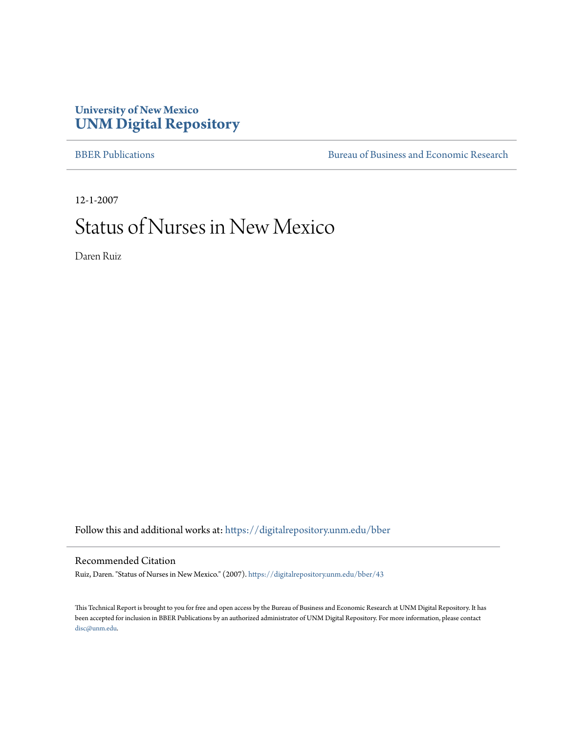# University of New Mexico
# UNM Digital Repository

BBER Publications

Bureau of Business and Economic Research

12-1-2007

# Status of Nurses in New Mexico

Daren Ruiz

Follow this and additional works at: https://digitalrepository.unm.edu/bber

## Recommended Citation

Ruiz, Daren. "Status of Nurses in New Mexico." (2007). https://digitalrepository.unm.edu/bber/43

This Technical Report is brought to you for free and open access by the Bureau of Business and Economic Research at UNM Digital Repository. It has been accepted for inclusion in BBER Publications by an authorized administrator of UNM Digital Repository. For more information, please contact disc@unm.edu.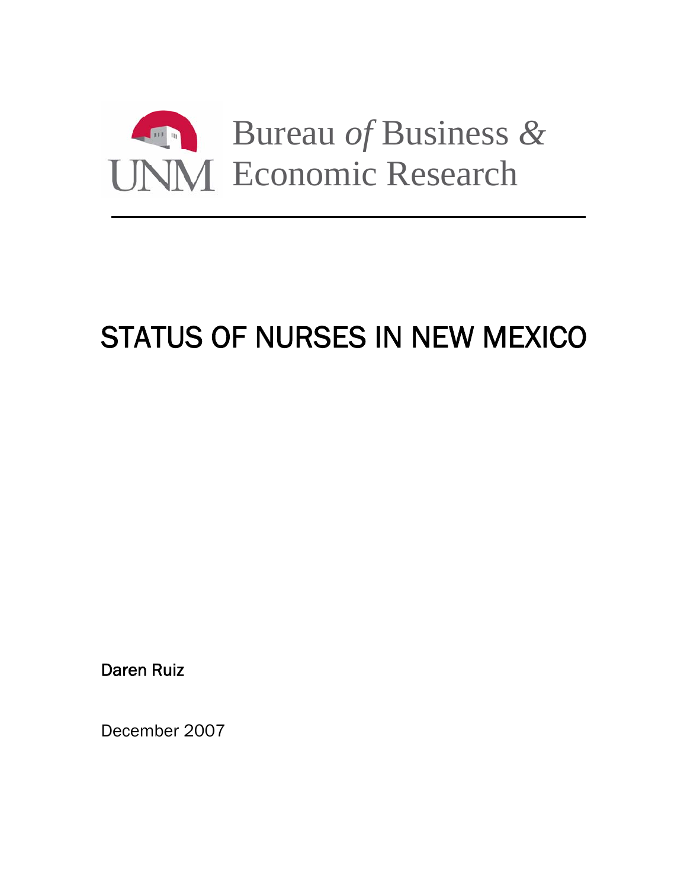Bureau *of* Business & Economic Research

UNM

# STATUS OF NURSES IN NEW MEXICO

**Daren Ruiz**

December 2007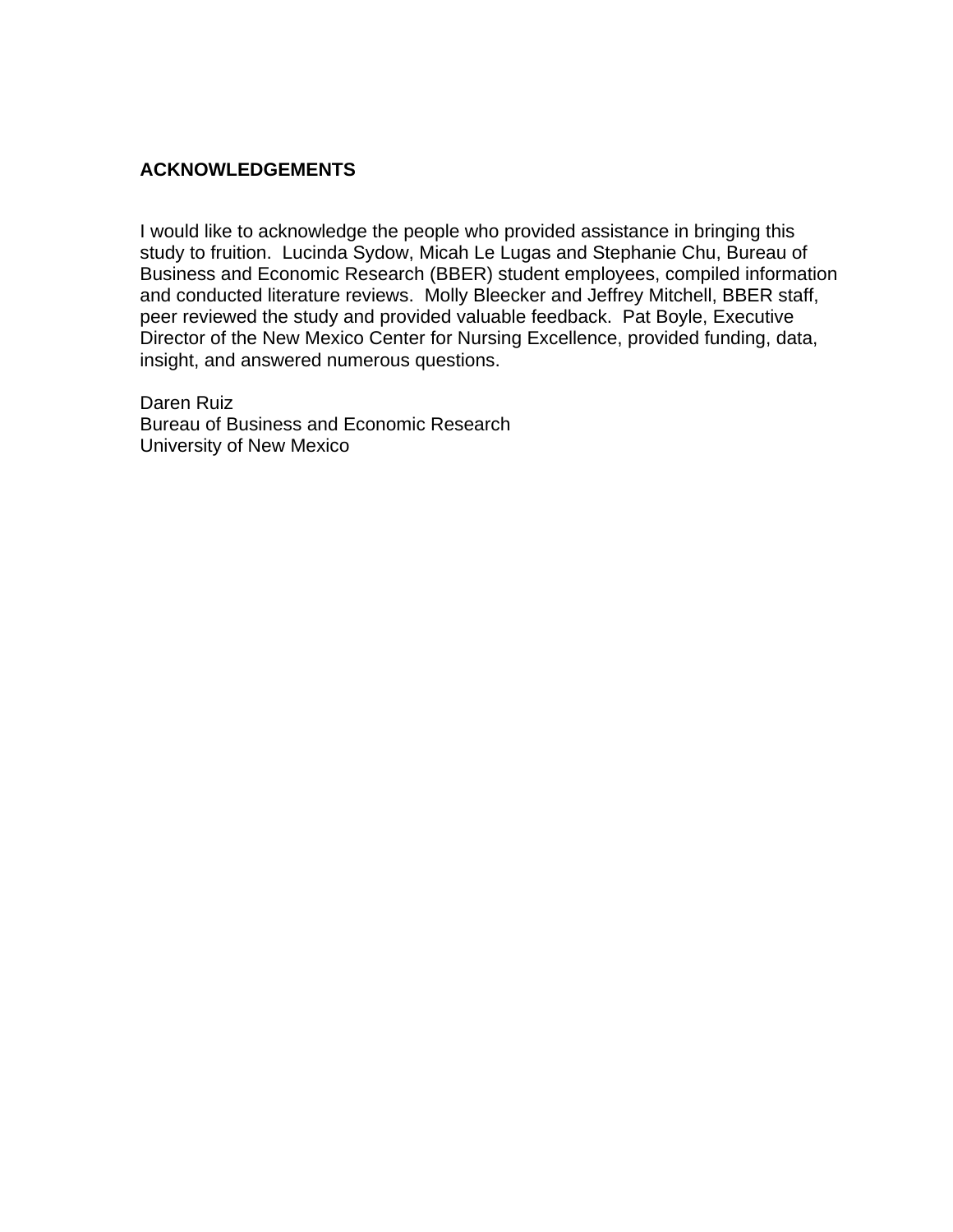## ACKNOWLEDGEMENTS

I would like to acknowledge the people who provided assistance in bringing this study to fruition. Lucinda Sydow, Micah Le Lugas and Stephanie Chu, Bureau of Business and Economic Research (BBER) student employees, compiled information and conducted literature reviews. Molly Bleecker and Jeffrey Mitchell, BBER staff, peer reviewed the study and provided valuable feedback. Pat Boyle, Executive Director of the New Mexico Center for Nursing Excellence, provided funding, data, insight, and answered numerous questions.

Daren Ruiz
Bureau of Business and Economic Research
University of New Mexico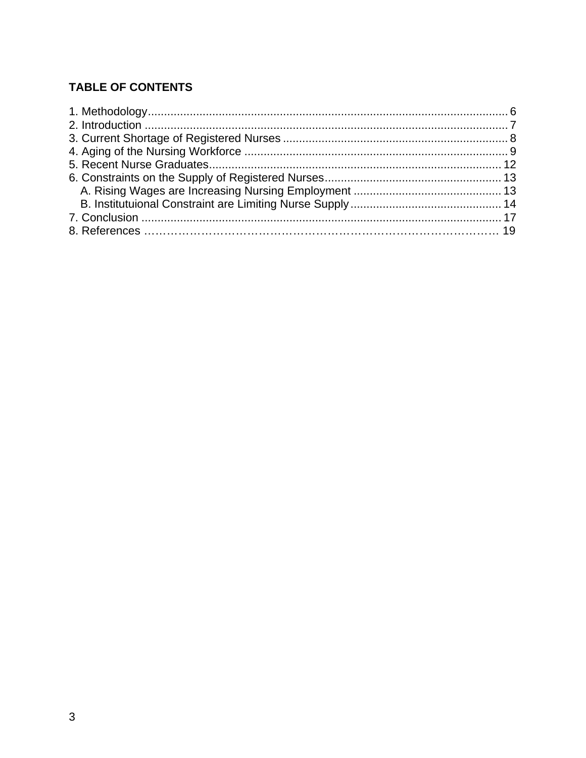**TABLE OF CONTENTS**

1. Methodology ........ 6
2. Introduction ........ 7
3. Current Shortage of Registered Nurses ........ 8
4. Aging of the Nursing Workforce ........ 9
5. Recent Nurse Graduates ........ 12
6. Constraints on the Supply of Registered Nurses ........ 13
   A. Rising Wages are Increasing Nursing Employment ........ 13
   B. Institutuional Constraint are Limiting Nurse Supply ........ 14
7. Conclusion ........ 17
8. References ........ 19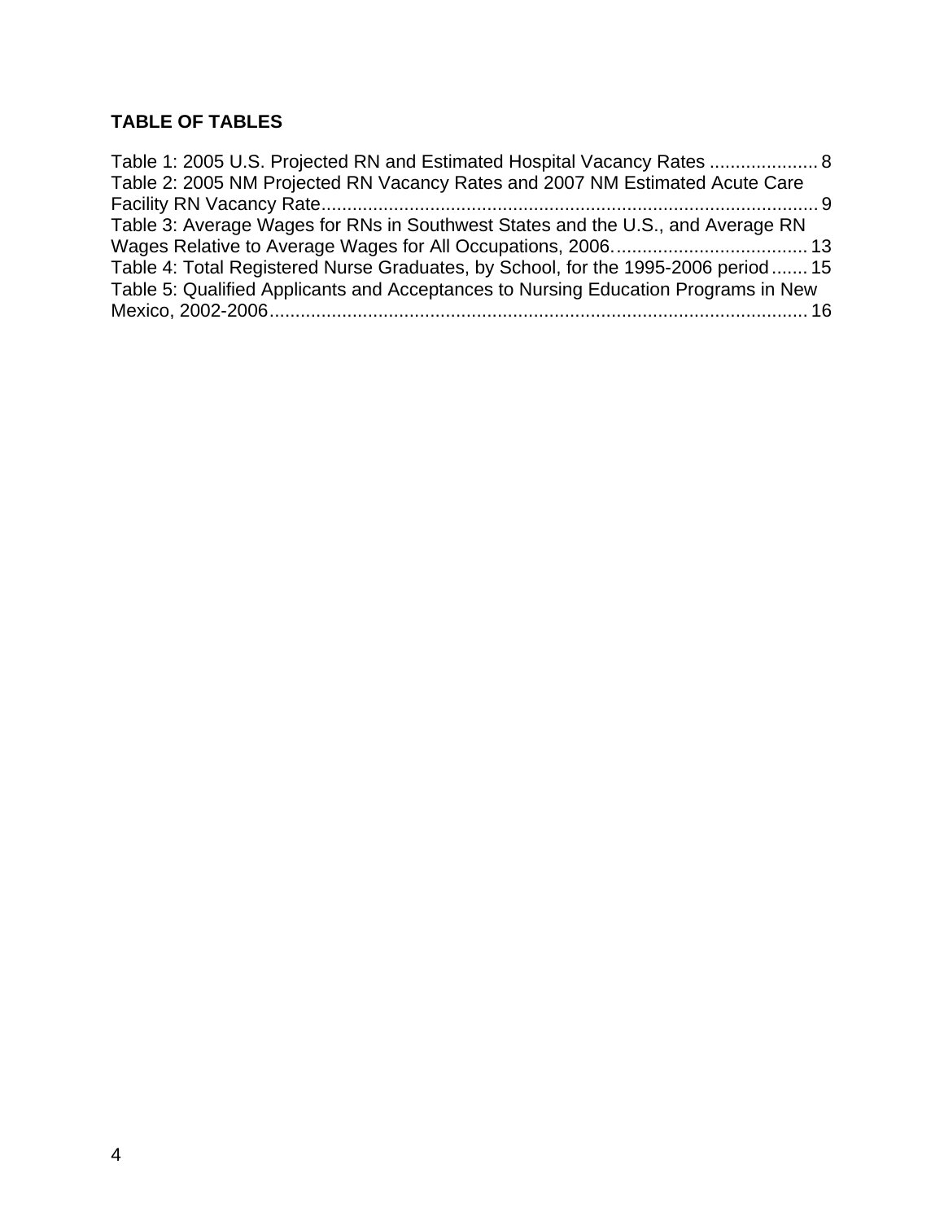**TABLE OF TABLES**

Table 1: 2005 U.S. Projected RN and Estimated Hospital Vacancy Rates ..................... 8
Table 2: 2005 NM Projected RN Vacancy Rates and 2007 NM Estimated Acute Care Facility RN Vacancy Rate................................................................................................ 9
Table 3: Average Wages for RNs in Southwest States and the U.S., and Average RN Wages Relative to Average Wages for All Occupations, 2006..................................... 13
Table 4: Total Registered Nurse Graduates, by School, for the 1995-2006 period ....... 15
Table 5: Qualified Applicants and Acceptances to Nursing Education Programs in New Mexico, 2002-2006........................................................................................................ 16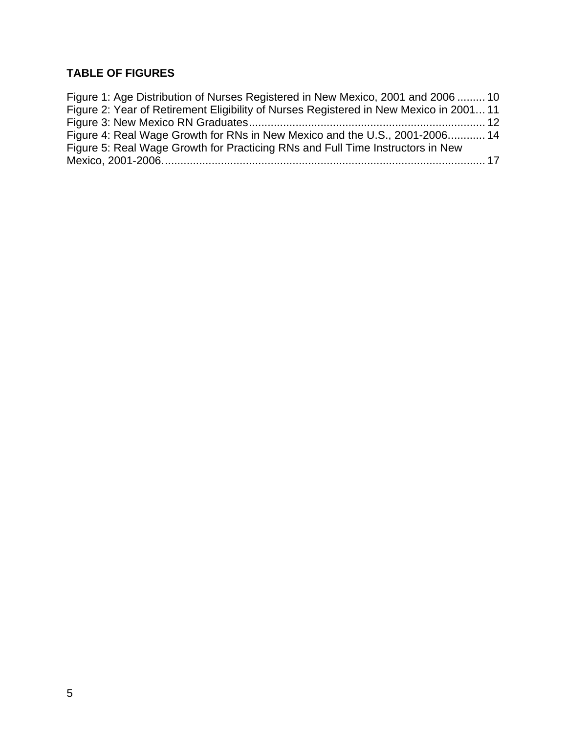**TABLE OF FIGURES**

Figure 1: Age Distribution of Nurses Registered in New Mexico, 2001 and 2006 ......... 10
Figure 2: Year of Retirement Eligibility of Nurses Registered in New Mexico in 2001... 11
Figure 3: New Mexico RN Graduates........................................................................... 12
Figure 4: Real Wage Growth for RNs in New Mexico and the U.S., 2001-2006............ 14
Figure 5: Real Wage Growth for Practicing RNs and Full Time Instructors in New Mexico, 2001-2006....................................................................................................... 17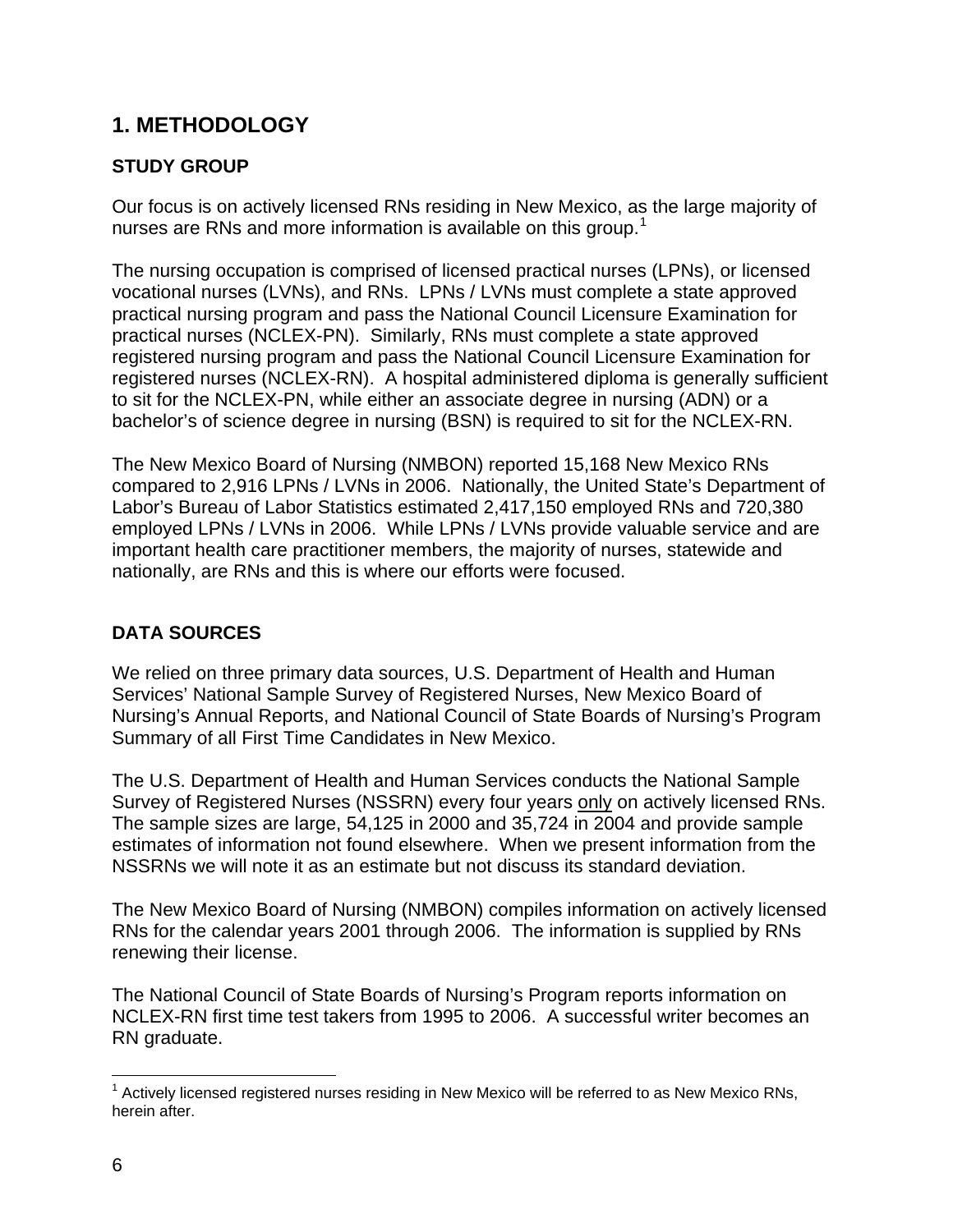# 1. METHODOLOGY

## STUDY GROUP

Our focus is on actively licensed RNs residing in New Mexico, as the large majority of nurses are RNs and more information is available on this group.[1]

The nursing occupation is comprised of licensed practical nurses (LPNs), or licensed vocational nurses (LVNs), and RNs. LPNs / LVNs must complete a state approved practical nursing program and pass the National Council Licensure Examination for practical nurses (NCLEX-PN). Similarly, RNs must complete a state approved registered nursing program and pass the National Council Licensure Examination for registered nurses (NCLEX-RN). A hospital administered diploma is generally sufficient to sit for the NCLEX-PN, while either an associate degree in nursing (ADN) or a bachelor's of science degree in nursing (BSN) is required to sit for the NCLEX-RN.

The New Mexico Board of Nursing (NMBON) reported 15,168 New Mexico RNs compared to 2,916 LPNs / LVNs in 2006. Nationally, the United State's Department of Labor's Bureau of Labor Statistics estimated 2,417,150 employed RNs and 720,380 employed LPNs / LVNs in 2006. While LPNs / LVNs provide valuable service and are important health care practitioner members, the majority of nurses, statewide and nationally, are RNs and this is where our efforts were focused.

## DATA SOURCES

We relied on three primary data sources, U.S. Department of Health and Human Services' National Sample Survey of Registered Nurses, New Mexico Board of Nursing's Annual Reports, and National Council of State Boards of Nursing's Program Summary of all First Time Candidates in New Mexico.

The U.S. Department of Health and Human Services conducts the National Sample Survey of Registered Nurses (NSSRN) every four years only on actively licensed RNs. The sample sizes are large, 54,125 in 2000 and 35,724 in 2004 and provide sample estimates of information not found elsewhere. When we present information from the NSSRNs we will note it as an estimate but not discuss its standard deviation.

The New Mexico Board of Nursing (NMBON) compiles information on actively licensed RNs for the calendar years 2001 through 2006. The information is supplied by RNs renewing their license.

The National Council of State Boards of Nursing's Program reports information on NCLEX-RN first time test takers from 1995 to 2006. A successful writer becomes an RN graduate.

---

[1] Actively licensed registered nurses residing in New Mexico will be referred to as New Mexico RNs, herein after.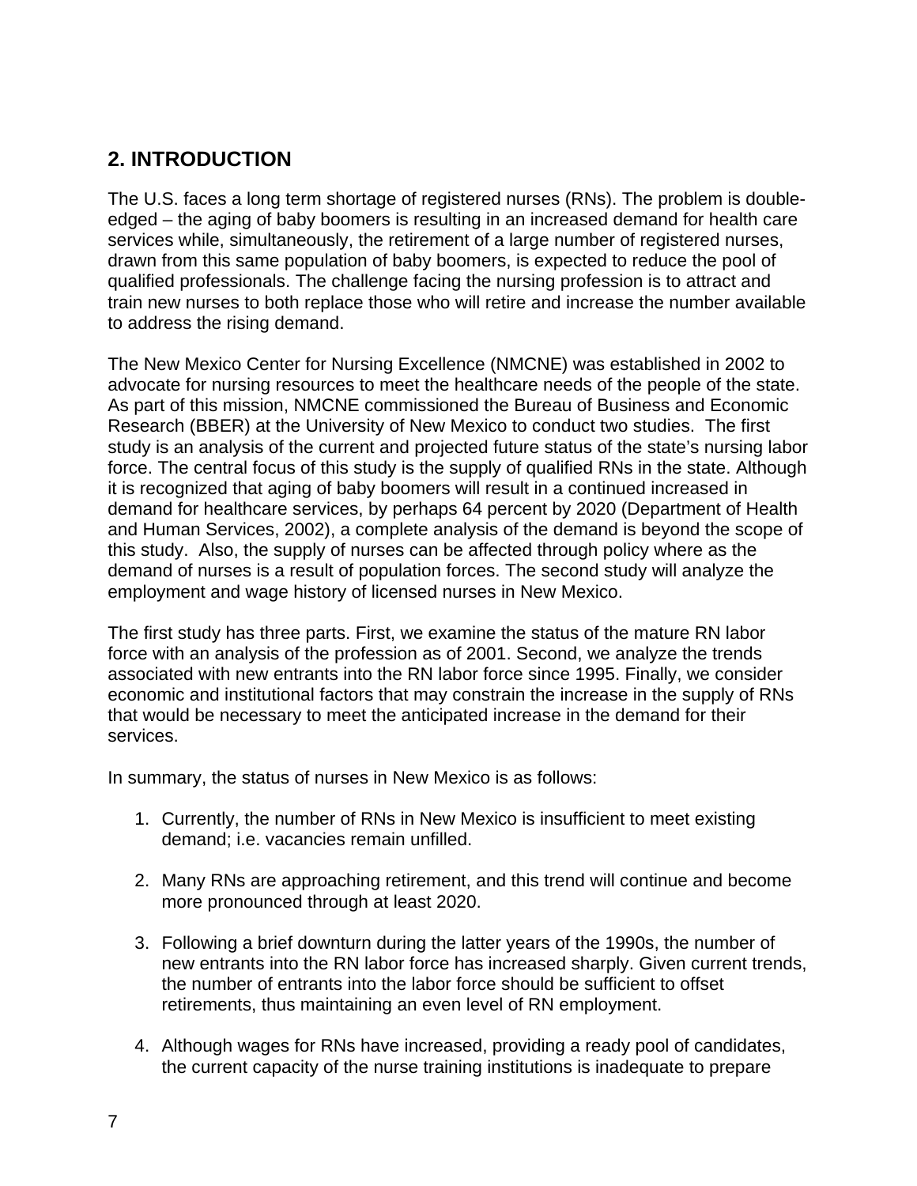## 2. INTRODUCTION

The U.S. faces a long term shortage of registered nurses (RNs). The problem is double-edged – the aging of baby boomers is resulting in an increased demand for health care services while, simultaneously, the retirement of a large number of registered nurses, drawn from this same population of baby boomers, is expected to reduce the pool of qualified professionals. The challenge facing the nursing profession is to attract and train new nurses to both replace those who will retire and increase the number available to address the rising demand.

The New Mexico Center for Nursing Excellence (NMCNE) was established in 2002 to advocate for nursing resources to meet the healthcare needs of the people of the state. As part of this mission, NMCNE commissioned the Bureau of Business and Economic Research (BBER) at the University of New Mexico to conduct two studies. The first study is an analysis of the current and projected future status of the state's nursing labor force. The central focus of this study is the supply of qualified RNs in the state. Although it is recognized that aging of baby boomers will result in a continued increased in demand for healthcare services, by perhaps 64 percent by 2020 (Department of Health and Human Services, 2002), a complete analysis of the demand is beyond the scope of this study. Also, the supply of nurses can be affected through policy where as the demand of nurses is a result of population forces. The second study will analyze the employment and wage history of licensed nurses in New Mexico.

The first study has three parts. First, we examine the status of the mature RN labor force with an analysis of the profession as of 2001. Second, we analyze the trends associated with new entrants into the RN labor force since 1995. Finally, we consider economic and institutional factors that may constrain the increase in the supply of RNs that would be necessary to meet the anticipated increase in the demand for their services.

In summary, the status of nurses in New Mexico is as follows:

1. Currently, the number of RNs in New Mexico is insufficient to meet existing demand; i.e. vacancies remain unfilled.

2. Many RNs are approaching retirement, and this trend will continue and become more pronounced through at least 2020.

3. Following a brief downturn during the latter years of the 1990s, the number of new entrants into the RN labor force has increased sharply. Given current trends, the number of entrants into the labor force should be sufficient to offset retirements, thus maintaining an even level of RN employment.

4. Although wages for RNs have increased, providing a ready pool of candidates, the current capacity of the nurse training institutions is inadequate to prepare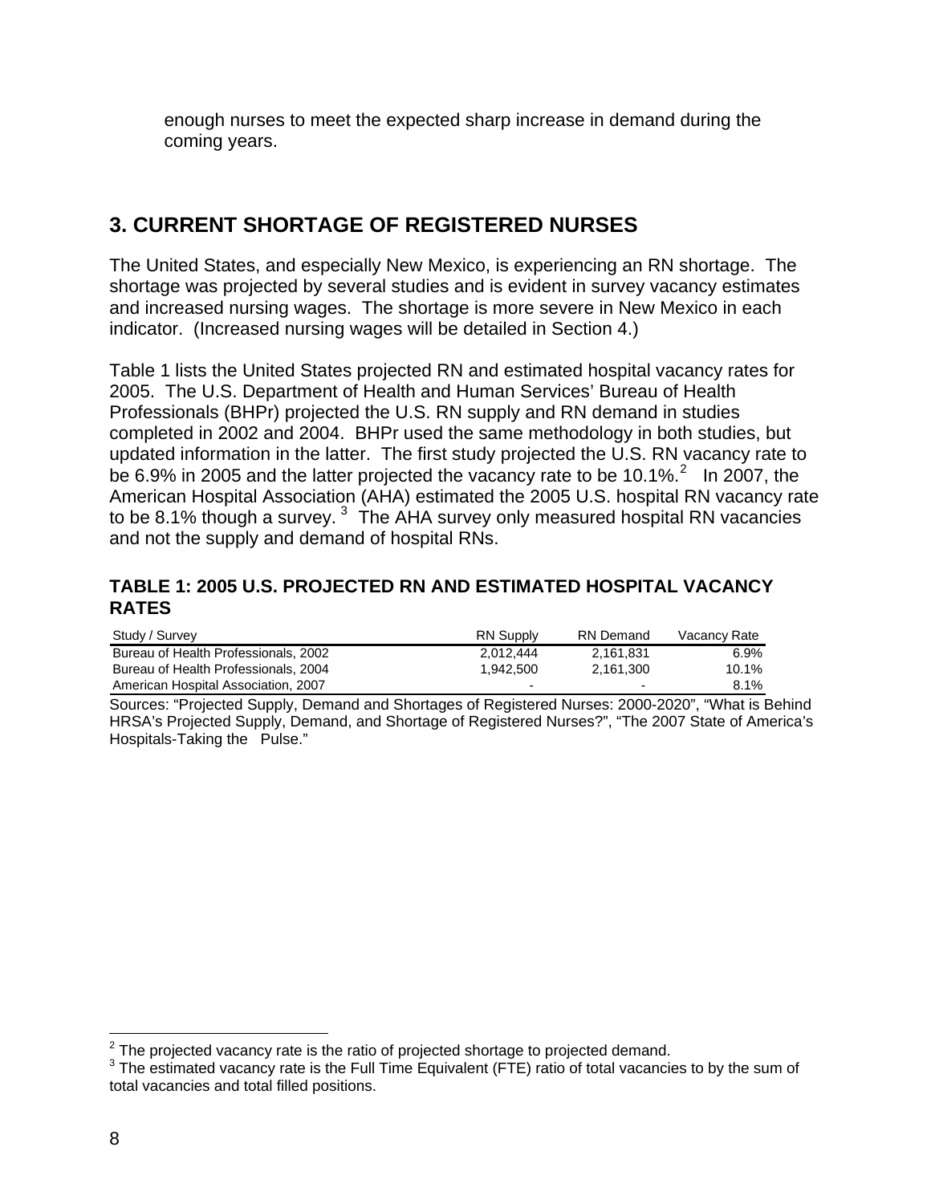enough nurses to meet the expected sharp increase in demand during the coming years.

## 3. CURRENT SHORTAGE OF REGISTERED NURSES

The United States, and especially New Mexico, is experiencing an RN shortage. The shortage was projected by several studies and is evident in survey vacancy estimates and increased nursing wages. The shortage is more severe in New Mexico in each indicator. (Increased nursing wages will be detailed in Section 4.)

Table 1 lists the United States projected RN and estimated hospital vacancy rates for 2005. The U.S. Department of Health and Human Services' Bureau of Health Professionals (BHPr) projected the U.S. RN supply and RN demand in studies completed in 2002 and 2004. BHPr used the same methodology in both studies, but updated information in the latter. The first study projected the U.S. RN vacancy rate to be 6.9% in 2005 and the latter projected the vacancy rate to be 10.1%.[2] In 2007, the American Hospital Association (AHA) estimated the 2005 U.S. hospital RN vacancy rate to be 8.1% though a survey.[3] The AHA survey only measured hospital RN vacancies and not the supply and demand of hospital RNs.

### TABLE 1: 2005 U.S. PROJECTED RN AND ESTIMATED HOSPITAL VACANCY RATES

| Study / Survey | RN Supply | RN Demand | Vacancy Rate |
|---|---|---|---|
| Bureau of Health Professionals, 2002 | 2,012,444 | 2,161,831 | 6.9% |
| Bureau of Health Professionals, 2004 | 1,942,500 | 2,161,300 | 10.1% |
| American Hospital Association, 2007 | - | - | 8.1% |

Sources: "Projected Supply, Demand and Shortages of Registered Nurses: 2000-2020", "What is Behind HRSA's Projected Supply, Demand, and Shortage of Registered Nurses?", "The 2007 State of America's Hospitals-Taking the Pulse."

[2] The projected vacancy rate is the ratio of projected shortage to projected demand.

[3] The estimated vacancy rate is the Full Time Equivalent (FTE) ratio of total vacancies to by the sum of total vacancies and total filled positions.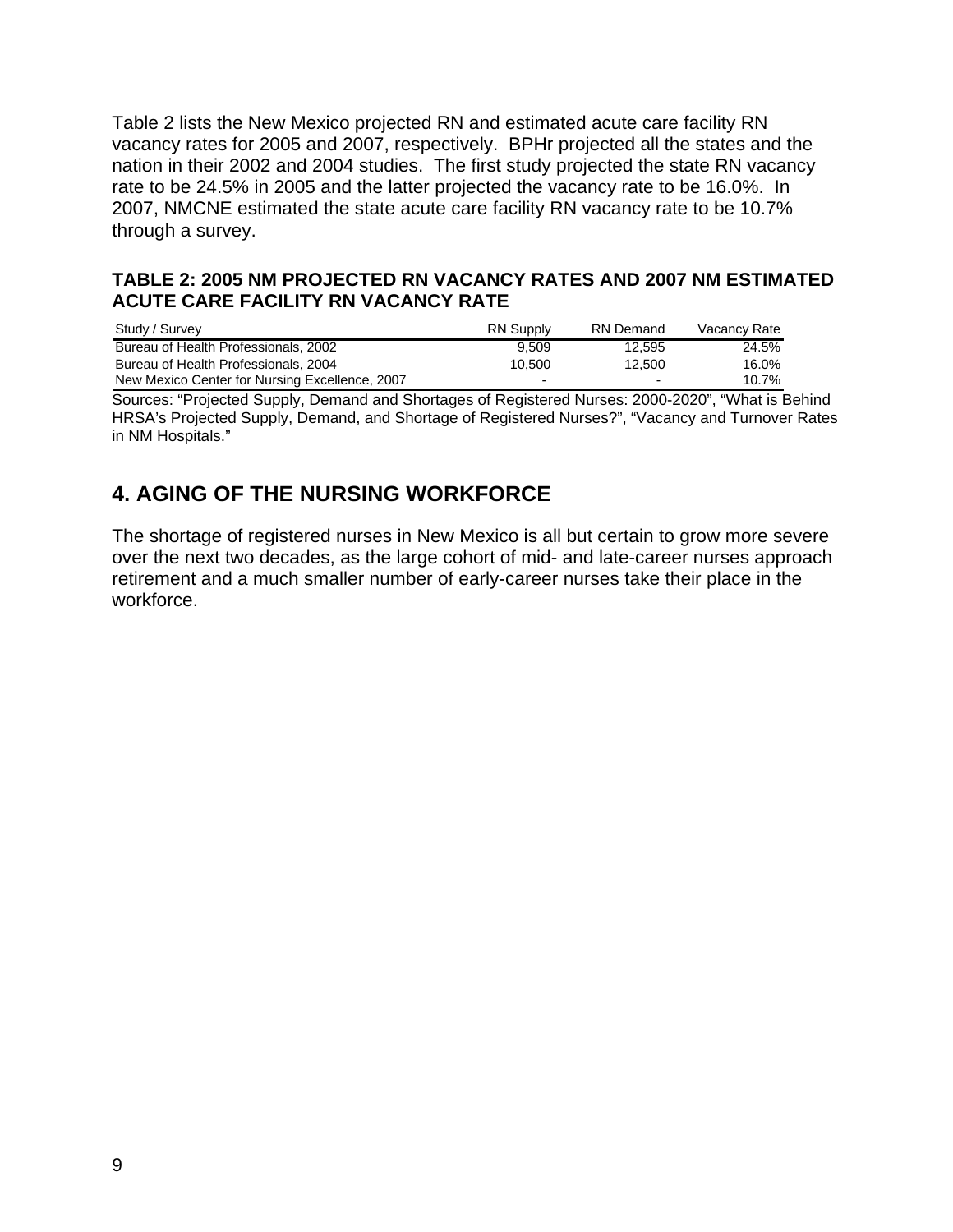Table 2 lists the New Mexico projected RN and estimated acute care facility RN vacancy rates for 2005 and 2007, respectively. BPHr projected all the states and the nation in their 2002 and 2004 studies. The first study projected the state RN vacancy rate to be 24.5% in 2005 and the latter projected the vacancy rate to be 16.0%. In 2007, NMCNE estimated the state acute care facility RN vacancy rate to be 10.7% through a survey.

**TABLE 2: 2005 NM PROJECTED RN VACANCY RATES AND 2007 NM ESTIMATED ACUTE CARE FACILITY RN VACANCY RATE**

| Study / Survey | RN Supply | RN Demand | Vacancy Rate |
|---|---|---|---|
| Bureau of Health Professionals, 2002 | 9,509 | 12,595 | 24.5% |
| Bureau of Health Professionals, 2004 | 10,500 | 12,500 | 16.0% |
| New Mexico Center for Nursing Excellence, 2007 | - | - | 10.7% |

Sources: "Projected Supply, Demand and Shortages of Registered Nurses: 2000-2020", "What is Behind HRSA's Projected Supply, Demand, and Shortage of Registered Nurses?", "Vacancy and Turnover Rates in NM Hospitals."

## 4. AGING OF THE NURSING WORKFORCE

The shortage of registered nurses in New Mexico is all but certain to grow more severe over the next two decades, as the large cohort of mid- and late-career nurses approach retirement and a much smaller number of early-career nurses take their place in the workforce.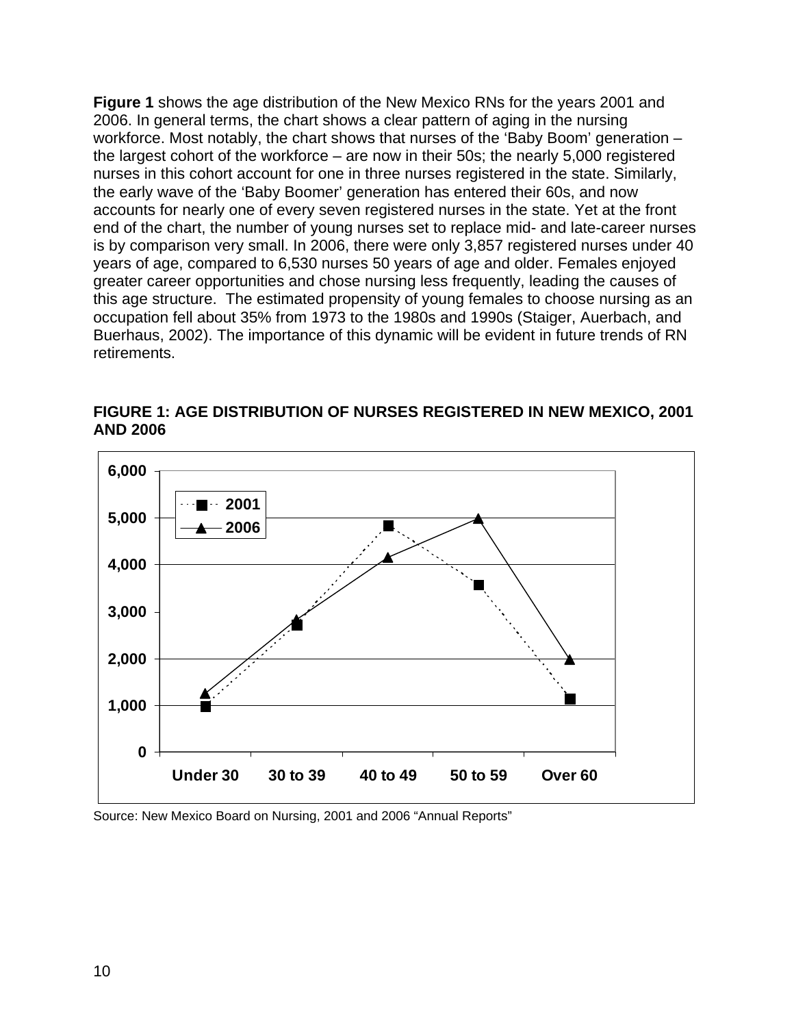**Figure 1** shows the age distribution of the New Mexico RNs for the years 2001 and 2006. In general terms, the chart shows a clear pattern of aging in the nursing workforce. Most notably, the chart shows that nurses of the 'Baby Boom' generation – the largest cohort of the workforce – are now in their 50s; the nearly 5,000 registered nurses in this cohort account for one in three nurses registered in the state. Similarly, the early wave of the 'Baby Boomer' generation has entered their 60s, and now accounts for nearly one of every seven registered nurses in the state. Yet at the front end of the chart, the number of young nurses set to replace mid- and late-career nurses is by comparison very small. In 2006, there were only 3,857 registered nurses under 40 years of age, compared to 6,530 nurses 50 years of age and older. Females enjoyed greater career opportunities and chose nursing less frequently, leading the causes of this age structure. The estimated propensity of young females to choose nursing as an occupation fell about 35% from 1973 to the 1980s and 1990s (Staiger, Auerbach, and Buerhaus, 2002). The importance of this dynamic will be evident in future trends of RN retirements.

**FIGURE 1: AGE DISTRIBUTION OF NURSES REGISTERED IN NEW MEXICO, 2001 AND 2006**

6,000
5,000
4,000
3,000
2,000
1,000
0

2001
2006

Under 30
30 to 39
40 to 49
50 to 59
Over 60

Source: New Mexico Board on Nursing, 2001 and 2006 "Annual Reports"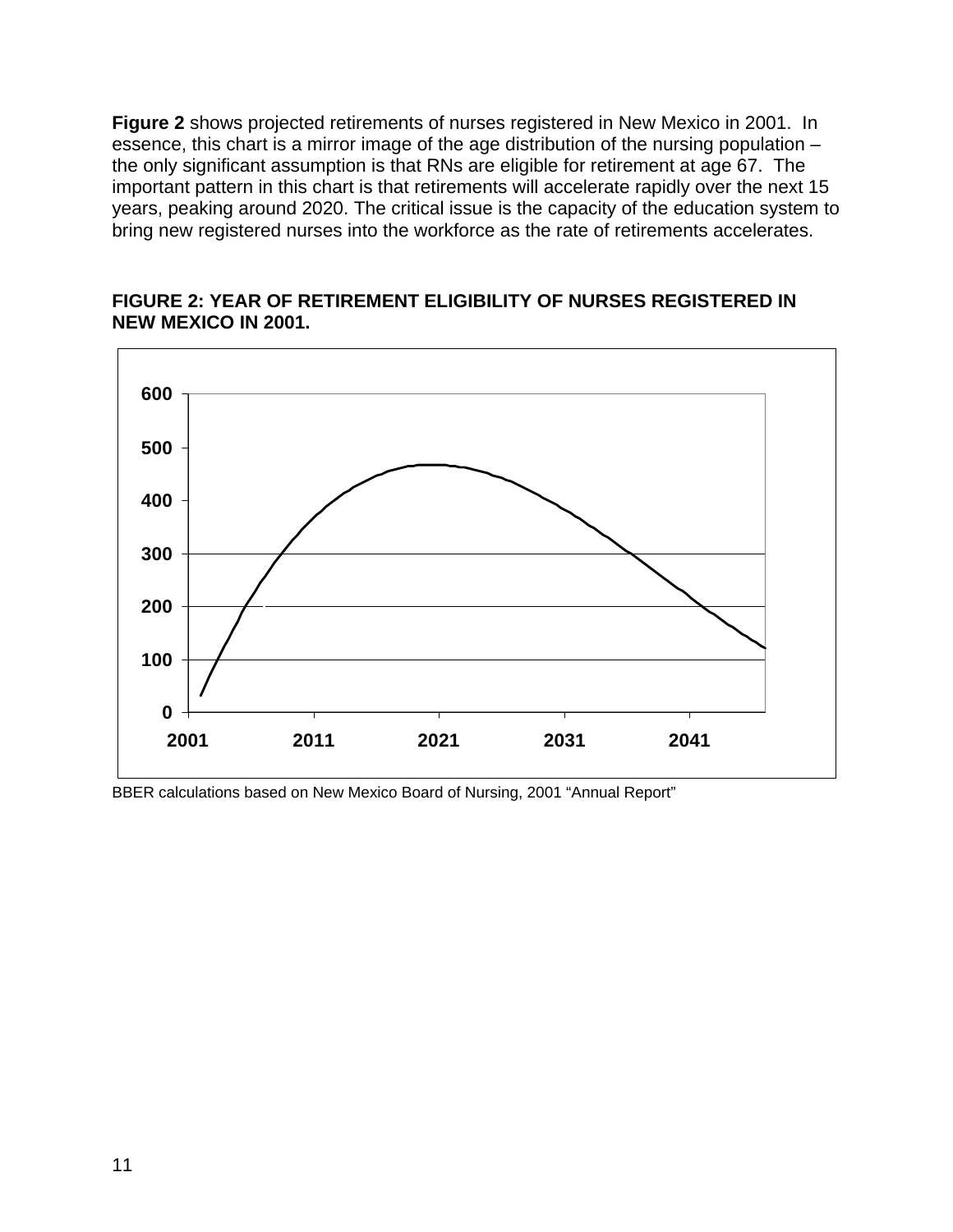**Figure 2** shows projected retirements of nurses registered in New Mexico in 2001. In essence, this chart is a mirror image of the age distribution of the nursing population – the only significant assumption is that RNs are eligible for retirement at age 67. The important pattern in this chart is that retirements will accelerate rapidly over the next 15 years, peaking around 2020. The critical issue is the capacity of the education system to bring new registered nurses into the workforce as the rate of retirements accelerates.

**FIGURE 2: YEAR OF RETIREMENT ELIGIBILITY OF NURSES REGISTERED IN NEW MEXICO IN 2001.**

600
500
400
300
200
100
0
2001
2011
2021
2031
2041

BBER calculations based on New Mexico Board of Nursing, 2001 "Annual Report"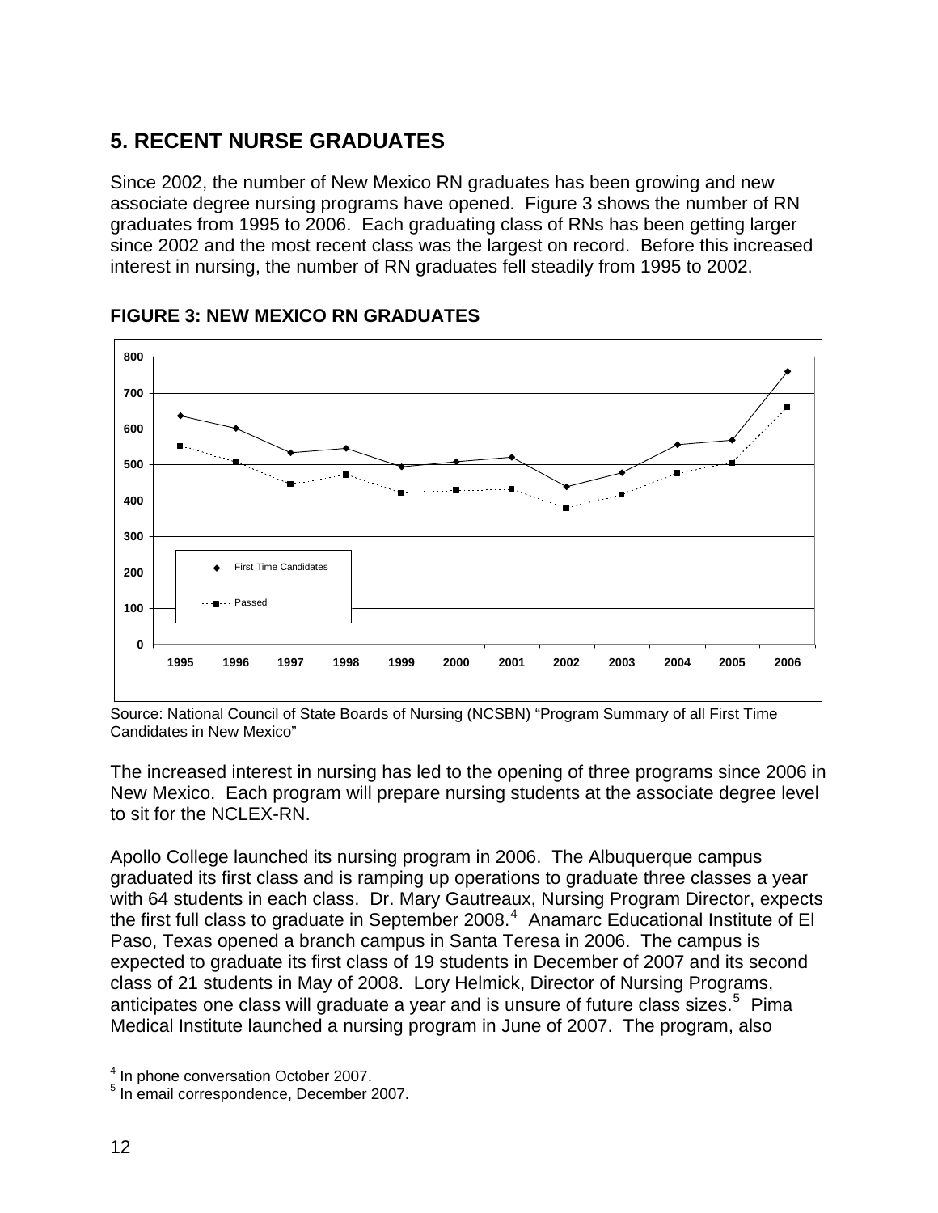## 5. RECENT NURSE GRADUATES

Since 2002, the number of New Mexico RN graduates has been growing and new associate degree nursing programs have opened. Figure 3 shows the number of RN graduates from 1995 to 2006. Each graduating class of RNs has been getting larger since 2002 and the most recent class was the largest on record. Before this increased interest in nursing, the number of RN graduates fell steadily from 1995 to 2002.

**FIGURE 3: NEW MEXICO RN GRADUATES**

800
700
600
500
400
300
200
100
0

1995 1996 1997 1998 1999 2000 2001 2002 2003 2004 2005 2006

First Time Candidates
Passed

Source: National Council of State Boards of Nursing (NCSBN) "Program Summary of all First Time Candidates in New Mexico"

The increased interest in nursing has led to the opening of three programs since 2006 in New Mexico. Each program will prepare nursing students at the associate degree level to sit for the NCLEX-RN.

Apollo College launched its nursing program in 2006. The Albuquerque campus graduated its first class and is ramping up operations to graduate three classes a year with 64 students in each class. Dr. Mary Gautreaux, Nursing Program Director, expects the first full class to graduate in September 2008.[4] Anamarc Educational Institute of El Paso, Texas opened a branch campus in Santa Teresa in 2006. The campus is expected to graduate its first class of 19 students in December of 2007 and its second class of 21 students in May of 2008. Lory Helmick, Director of Nursing Programs, anticipates one class will graduate a year and is unsure of future class sizes.[5] Pima Medical Institute launched a nursing program in June of 2007. The program, also

[4] In phone conversation October 2007.
[5] In email correspondence, December 2007.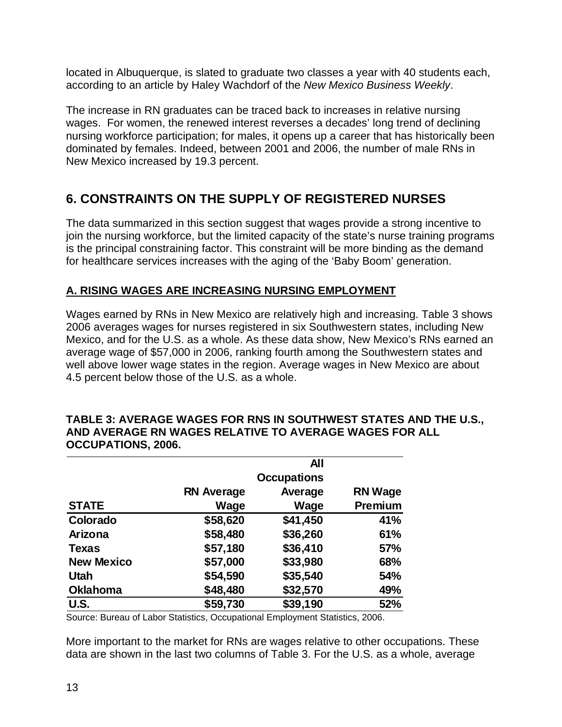located in Albuquerque, is slated to graduate two classes a year with 40 students each, according to an article by Haley Wachdorf of the *New Mexico Business Weekly*.

The increase in RN graduates can be traced back to increases in relative nursing wages. For women, the renewed interest reverses a decades' long trend of declining nursing workforce participation; for males, it opens up a career that has historically been dominated by females. Indeed, between 2001 and 2006, the number of male RNs in New Mexico increased by 19.3 percent.

## 6. CONSTRAINTS ON THE SUPPLY OF REGISTERED NURSES

The data summarized in this section suggest that wages provide a strong incentive to join the nursing workforce, but the limited capacity of the state's nurse training programs is the principal constraining factor. This constraint will be more binding as the demand for healthcare services increases with the aging of the 'Baby Boom' generation.

### A. RISING WAGES ARE INCREASING NURSING EMPLOYMENT

Wages earned by RNs in New Mexico are relatively high and increasing. Table 3 shows 2006 averages wages for nurses registered in six Southwestern states, including New Mexico, and for the U.S. as a whole. As these data show, New Mexico's RNs earned an average wage of $57,000 in 2006, ranking fourth among the Southwestern states and well above lower wage states in the region. Average wages in New Mexico are about 4.5 percent below those of the U.S. as a whole.

**TABLE 3: AVERAGE WAGES FOR RNS IN SOUTHWEST STATES AND THE U.S., AND AVERAGE RN WAGES RELATIVE TO AVERAGE WAGES FOR ALL OCCUPATIONS, 2006.**

| STATE | RN Average Wage | All Occupations Average Wage | RN Wage Premium |
|---|---|---|---|
| Colorado | $58,620 | $41,450 | 41% |
| Arizona | $58,480 | $36,260 | 61% |
| Texas | $57,180 | $36,410 | 57% |
| New Mexico | $57,000 | $33,980 | 68% |
| Utah | $54,590 | $35,540 | 54% |
| Oklahoma | $48,480 | $32,570 | 49% |
| U.S. | $59,730 | $39,190 | 52% |

Source: Bureau of Labor Statistics, Occupational Employment Statistics, 2006.

More important to the market for RNs are wages relative to other occupations. These data are shown in the last two columns of Table 3. For the U.S. as a whole, average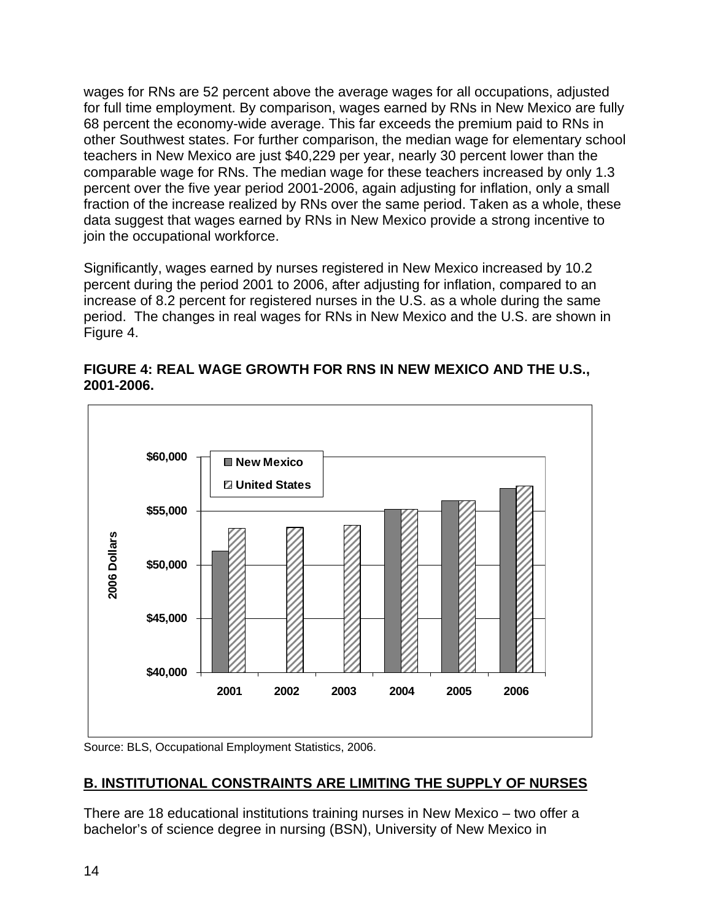wages for RNs are 52 percent above the average wages for all occupations, adjusted for full time employment. By comparison, wages earned by RNs in New Mexico are fully 68 percent the economy-wide average. This far exceeds the premium paid to RNs in other Southwest states. For further comparison, the median wage for elementary school teachers in New Mexico are just $40,229 per year, nearly 30 percent lower than the comparable wage for RNs. The median wage for these teachers increased by only 1.3 percent over the five year period 2001-2006, again adjusting for inflation, only a small fraction of the increase realized by RNs over the same period. Taken as a whole, these data suggest that wages earned by RNs in New Mexico provide a strong incentive to join the occupational workforce.

Significantly, wages earned by nurses registered in New Mexico increased by 10.2 percent during the period 2001 to 2006, after adjusting for inflation, compared to an increase of 8.2 percent for registered nurses in the U.S. as a whole during the same period. The changes in real wages for RNs in New Mexico and the U.S. are shown in Figure 4.

**FIGURE 4: REAL WAGE GROWTH FOR RNS IN NEW MEXICO AND THE U.S., 2001-2006.**

New Mexico
United States
2006 Dollars
$60,000
$55,000
$50,000
$45,000
$40,000
2001
2002
2003
2004
2005
2006

Source: BLS, Occupational Employment Statistics, 2006.

## B. INSTITUTIONAL CONSTRAINTS ARE LIMITING THE SUPPLY OF NURSES

There are 18 educational institutions training nurses in New Mexico – two offer a bachelor's of science degree in nursing (BSN), University of New Mexico in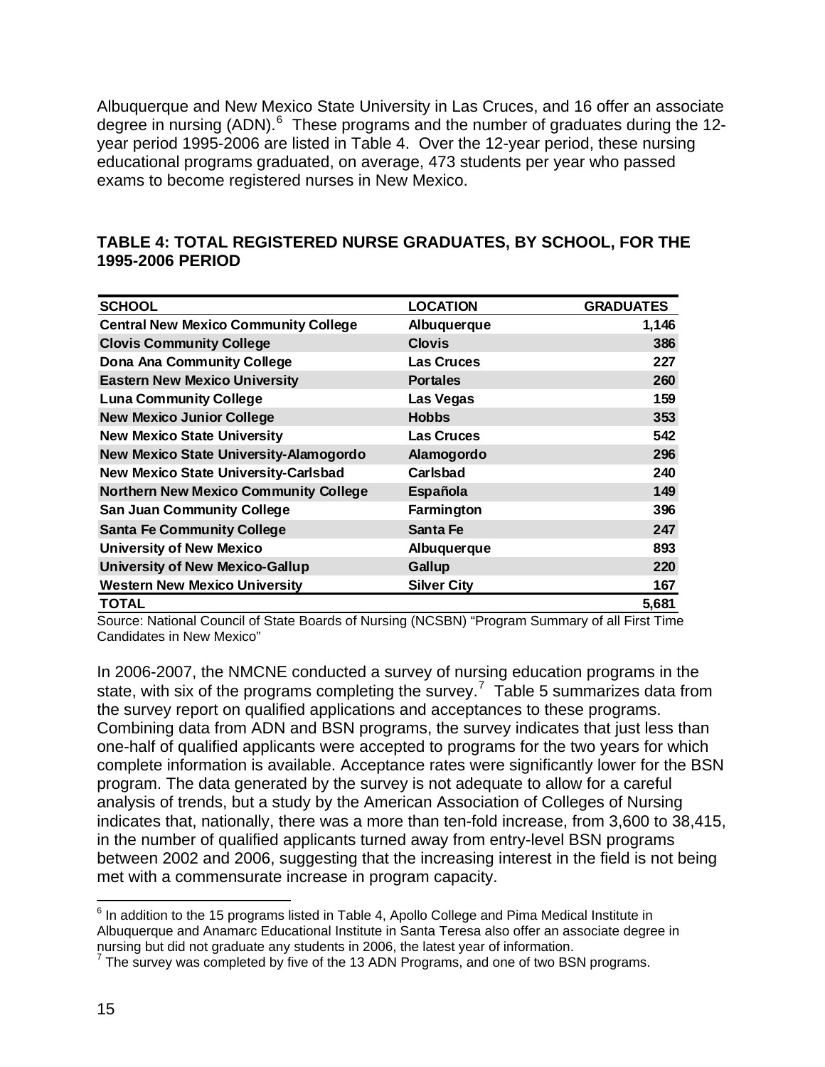Albuquerque and New Mexico State University in Las Cruces, and 16 offer an associate degree in nursing (ADN).[6] These programs and the number of graduates during the 12-year period 1995-2006 are listed in Table 4. Over the 12-year period, these nursing educational programs graduated, on average, 473 students per year who passed exams to become registered nurses in New Mexico.

### TABLE 4: TOTAL REGISTERED NURSE GRADUATES, BY SCHOOL, FOR THE 1995-2006 PERIOD

| SCHOOL | LOCATION | GRADUATES |
|---|---|---|
| Central New Mexico Community College | Albuquerque | 1,146 |
| Clovis Community College | Clovis | 386 |
| Dona Ana Community College | Las Cruces | 227 |
| Eastern New Mexico University | Portales | 260 |
| Luna Community College | Las Vegas | 159 |
| New Mexico Junior College | Hobbs | 353 |
| New Mexico State University | Las Cruces | 542 |
| New Mexico State University-Alamogordo | Alamogordo | 296 |
| New Mexico State University-Carlsbad | Carlsbad | 240 |
| Northern New Mexico Community College | Española | 149 |
| San Juan Community College | Farmington | 396 |
| Santa Fe Community College | Santa Fe | 247 |
| University of New Mexico | Albuquerque | 893 |
| University of New Mexico-Gallup | Gallup | 220 |
| Western New Mexico University | Silver City | 167 |
| TOTAL | | 5,681 |

Source: National Council of State Boards of Nursing (NCSBN) "Program Summary of all First Time Candidates in New Mexico"

In 2006-2007, the NMCNE conducted a survey of nursing education programs in the state, with six of the programs completing the survey.[7] Table 5 summarizes data from the survey report on qualified applications and acceptances to these programs. Combining data from ADN and BSN programs, the survey indicates that just less than one-half of qualified applicants were accepted to programs for the two years for which complete information is available. Acceptance rates were significantly lower for the BSN program. The data generated by the survey is not adequate to allow for a careful analysis of trends, but a study by the American Association of Colleges of Nursing indicates that, nationally, there was a more than ten-fold increase, from 3,600 to 38,415, in the number of qualified applicants turned away from entry-level BSN programs between 2002 and 2006, suggesting that the increasing interest in the field is not being met with a commensurate increase in program capacity.

[6] In addition to the 15 programs listed in Table 4, Apollo College and Pima Medical Institute in Albuquerque and Anamarc Educational Institute in Santa Teresa also offer an associate degree in nursing but did not graduate any students in 2006, the latest year of information.

[7] The survey was completed by five of the 13 ADN Programs, and one of two BSN programs.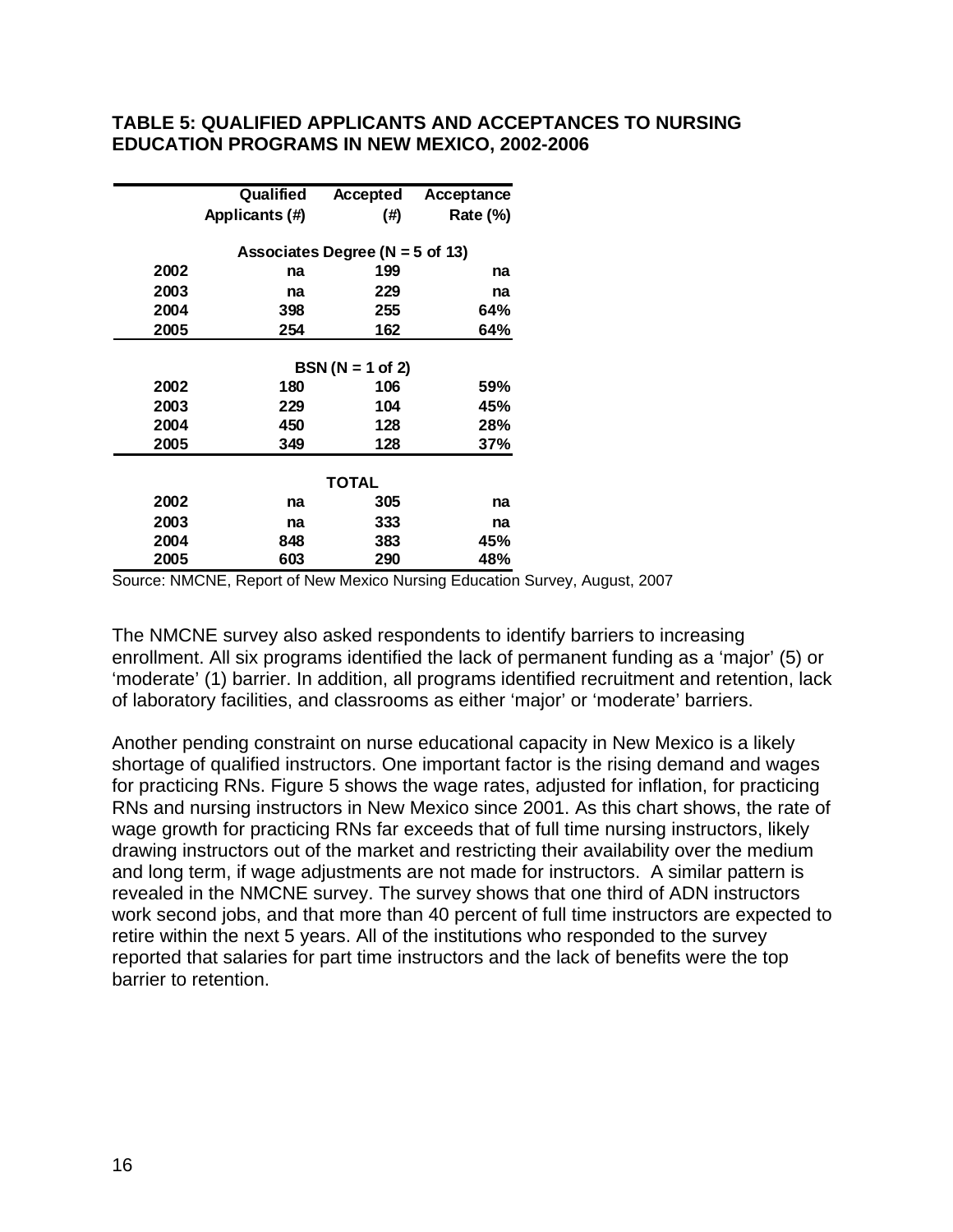**TABLE 5: QUALIFIED APPLICANTS AND ACCEPTANCES TO NURSING EDUCATION PROGRAMS IN NEW MEXICO, 2002-2006**

| | Qualified Applicants (#) | Accepted (#) | Acceptance Rate (%) |
|---|---|---|---|
| | **Associates Degree (N = 5 of 13)** | | |
| 2002 | na | 199 | na |
| 2003 | na | 229 | na |
| 2004 | 398 | 255 | 64% |
| 2005 | 254 | 162 | 64% |
| | **BSN (N = 1 of 2)** | | |
| 2002 | 180 | 106 | 59% |
| 2003 | 229 | 104 | 45% |
| 2004 | 450 | 128 | 28% |
| 2005 | 349 | 128 | 37% |
| | **TOTAL** | | |
| 2002 | na | 305 | na |
| 2003 | na | 333 | na |
| 2004 | 848 | 383 | 45% |
| 2005 | 603 | 290 | 48% |

Source: NMCNE, Report of New Mexico Nursing Education Survey, August, 2007

The NMCNE survey also asked respondents to identify barriers to increasing enrollment. All six programs identified the lack of permanent funding as a 'major' (5) or 'moderate' (1) barrier. In addition, all programs identified recruitment and retention, lack of laboratory facilities, and classrooms as either 'major' or 'moderate' barriers.

Another pending constraint on nurse educational capacity in New Mexico is a likely shortage of qualified instructors. One important factor is the rising demand and wages for practicing RNs. Figure 5 shows the wage rates, adjusted for inflation, for practicing RNs and nursing instructors in New Mexico since 2001. As this chart shows, the rate of wage growth for practicing RNs far exceeds that of full time nursing instructors, likely drawing instructors out of the market and restricting their availability over the medium and long term, if wage adjustments are not made for instructors. A similar pattern is revealed in the NMCNE survey. The survey shows that one third of ADN instructors work second jobs, and that more than 40 percent of full time instructors are expected to retire within the next 5 years. All of the institutions who responded to the survey reported that salaries for part time instructors and the lack of benefits were the top barrier to retention.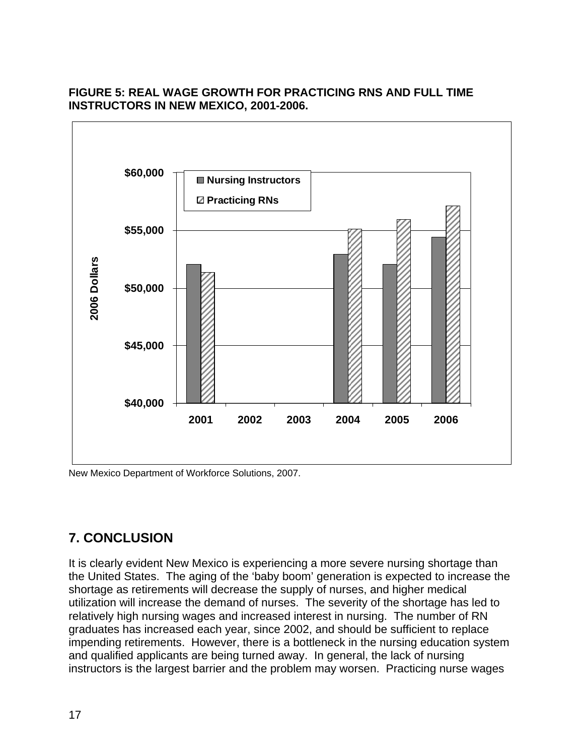**FIGURE 5: REAL WAGE GROWTH FOR PRACTICING RNS AND FULL TIME INSTRUCTORS IN NEW MEXICO, 2001-2006.**

Nursing Instructors
Practicing RNs

2006 Dollars

$60,000
$55,000
$50,000
$45,000
$40,000

2001
2002
2003
2004
2005
2006

New Mexico Department of Workforce Solutions, 2007.

## 7. CONCLUSION

It is clearly evident New Mexico is experiencing a more severe nursing shortage than the United States. The aging of the 'baby boom' generation is expected to increase the shortage as retirements will decrease the supply of nurses, and higher medical utilization will increase the demand of nurses. The severity of the shortage has led to relatively high nursing wages and increased interest in nursing. The number of RN graduates has increased each year, since 2002, and should be sufficient to replace impending retirements. However, there is a bottleneck in the nursing education system and qualified applicants are being turned away. In general, the lack of nursing instructors is the largest barrier and the problem may worsen. Practicing nurse wages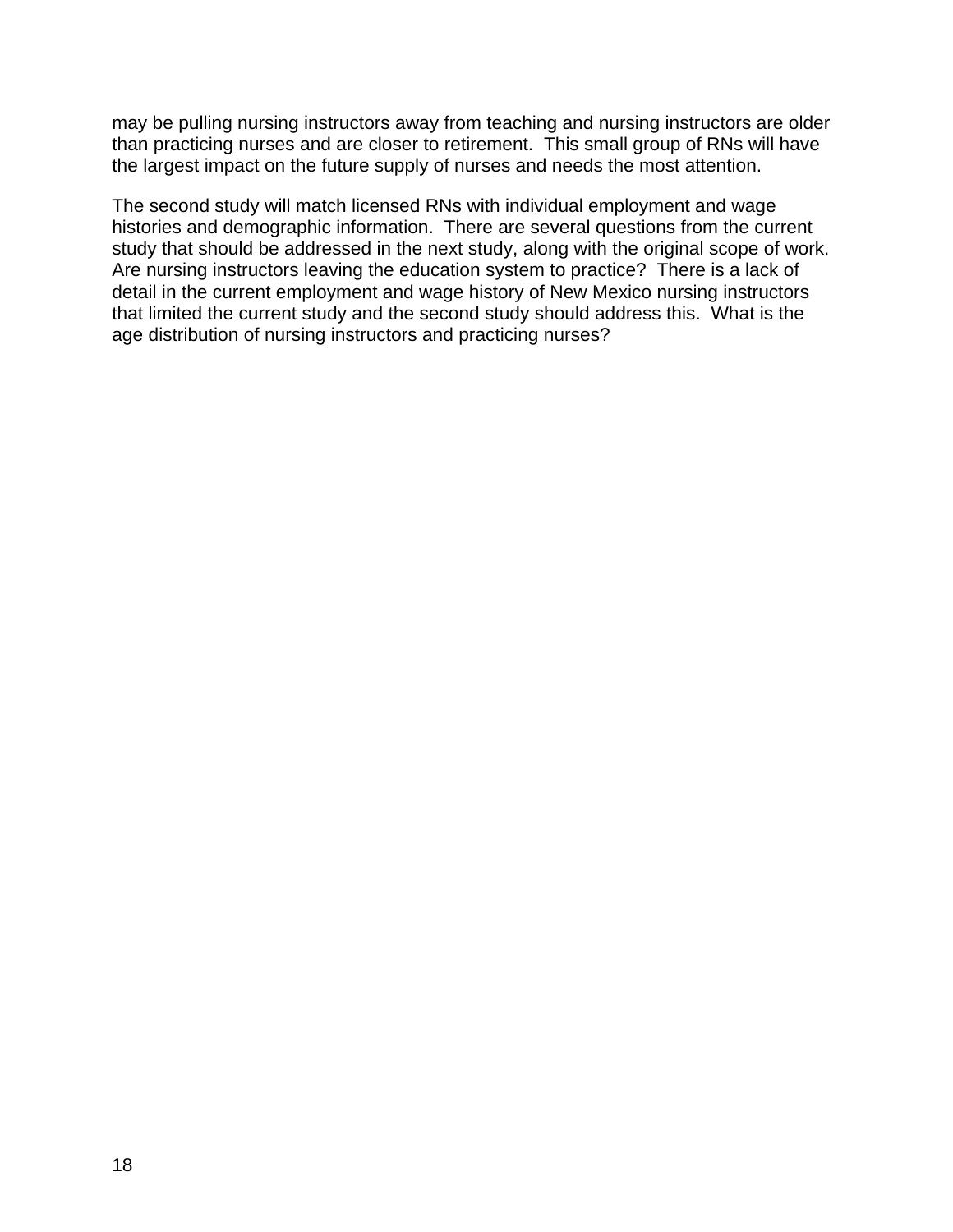may be pulling nursing instructors away from teaching and nursing instructors are older than practicing nurses and are closer to retirement. This small group of RNs will have the largest impact on the future supply of nurses and needs the most attention.

The second study will match licensed RNs with individual employment and wage histories and demographic information. There are several questions from the current study that should be addressed in the next study, along with the original scope of work. Are nursing instructors leaving the education system to practice? There is a lack of detail in the current employment and wage history of New Mexico nursing instructors that limited the current study and the second study should address this. What is the age distribution of nursing instructors and practicing nurses?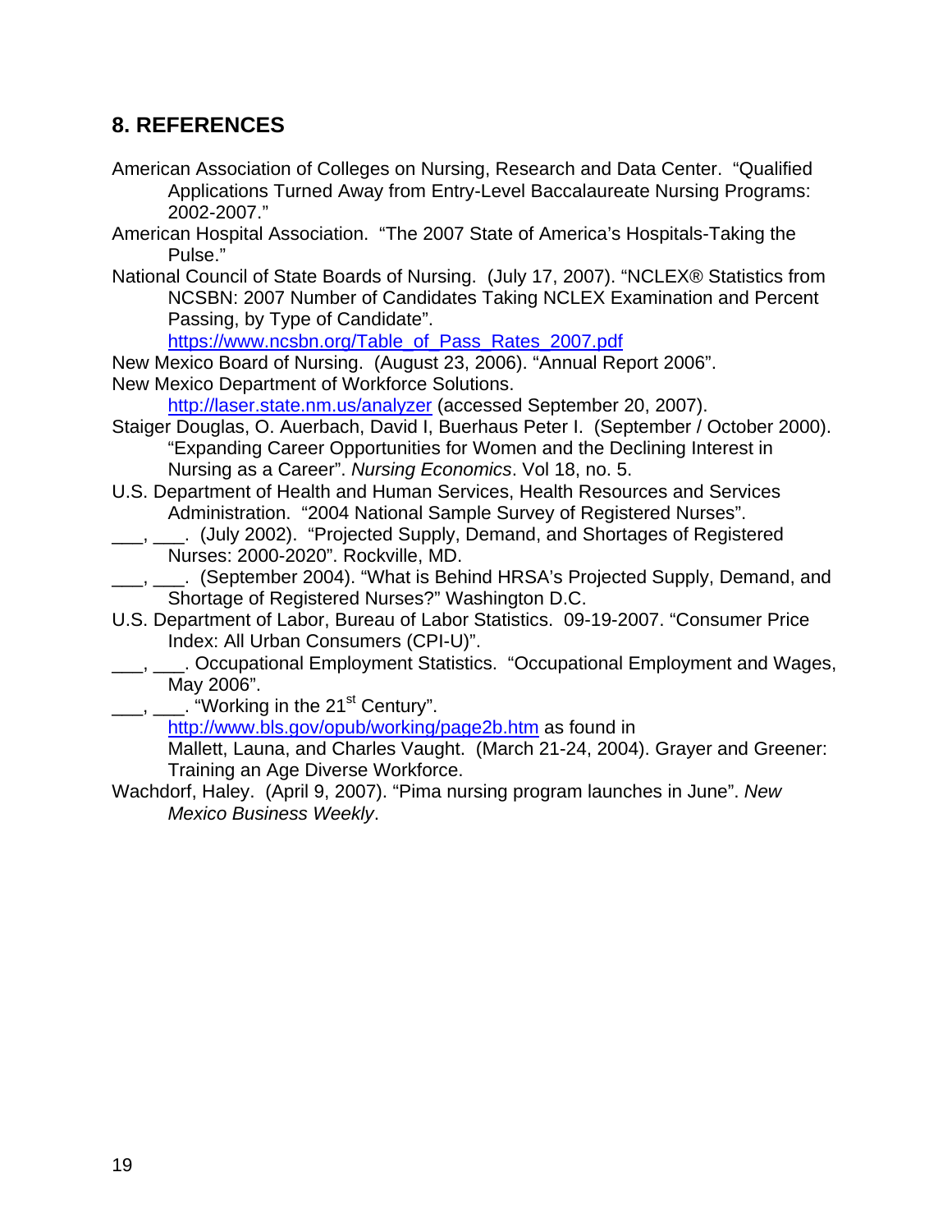## 8. REFERENCES

American Association of Colleges on Nursing, Research and Data Center. "Qualified Applications Turned Away from Entry-Level Baccalaureate Nursing Programs: 2002-2007."

American Hospital Association. "The 2007 State of America's Hospitals-Taking the Pulse."

National Council of State Boards of Nursing. (July 17, 2007). "NCLEX® Statistics from NCSBN: 2007 Number of Candidates Taking NCLEX Examination and Percent Passing, by Type of Candidate". https://www.ncsbn.org/Table_of_Pass_Rates_2007.pdf

New Mexico Board of Nursing. (August 23, 2006). "Annual Report 2006".

New Mexico Department of Workforce Solutions. http://laser.state.nm.us/analyzer (accessed September 20, 2007).

Staiger Douglas, O. Auerbach, David I, Buerhaus Peter I. (September / October 2000). "Expanding Career Opportunities for Women and the Declining Interest in Nursing as a Career". *Nursing Economics*. Vol 18, no. 5.

U.S. Department of Health and Human Services, Health Resources and Services Administration. "2004 National Sample Survey of Registered Nurses".

___, ___. (July 2002). "Projected Supply, Demand, and Shortages of Registered Nurses: 2000-2020". Rockville, MD.

___, ___. (September 2004). "What is Behind HRSA's Projected Supply, Demand, and Shortage of Registered Nurses?" Washington D.C.

U.S. Department of Labor, Bureau of Labor Statistics. 09-19-2007. "Consumer Price Index: All Urban Consumers (CPI-U)".

___, ___. Occupational Employment Statistics. "Occupational Employment and Wages, May 2006".

___, ___. "Working in the 21st Century". http://www.bls.gov/opub/working/page2b.htm as found in Mallett, Launa, and Charles Vaught. (March 21-24, 2004). Grayer and Greener: Training an Age Diverse Workforce.

Wachdorf, Haley. (April 9, 2007). "Pima nursing program launches in June". *New Mexico Business Weekly*.